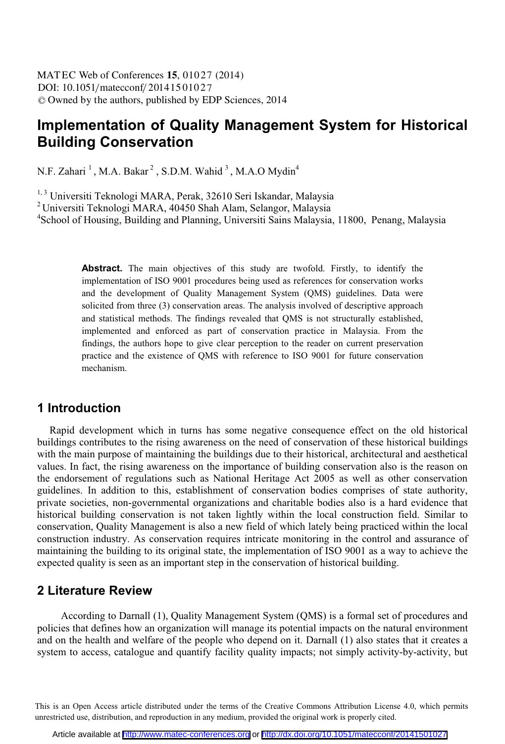# Implementation of Quality Management System for Historical Building Conservation

N.F. Zahari [1], M.A. Bakar [2], S.D.M. Wahid [3], M.A.O Mydin[4]

[1, 3] Universiti Teknologi MARA, Perak, 32610 Seri Iskandar, Malaysia
[2] Universiti Teknologi MARA, 40450 Shah Alam, Selangor, Malaysia
[4]School of Housing, Building and Planning, Universiti Sains Malaysia, 11800, Penang, Malaysia

**Abstract.** The main objectives of this study are twofold. Firstly, to identify the implementation of ISO 9001 procedures being used as references for conservation works and the development of Quality Management System (QMS) guidelines. Data were solicited from three (3) conservation areas. The analysis involved of descriptive approach and statistical methods. The findings revealed that QMS is not structurally established, implemented and enforced as part of conservation practice in Malaysia. From the findings, the authors hope to give clear perception to the reader on current preservation practice and the existence of QMS with reference to ISO 9001 for future conservation mechanism.

## 1 Introduction

Rapid development which in turns has some negative consequence effect on the old historical buildings contributes to the rising awareness on the need of conservation of these historical buildings with the main purpose of maintaining the buildings due to their historical, architectural and aesthetical values. In fact, the rising awareness on the importance of building conservation also is the reason on the endorsement of regulations such as National Heritage Act 2005 as well as other conservation guidelines. In addition to this, establishment of conservation bodies comprises of state authority, private societies, non-governmental organizations and charitable bodies also is a hard evidence that historical building conservation is not taken lightly within the local construction field. Similar to conservation, Quality Management is also a new field of which lately being practiced within the local construction industry. As conservation requires intricate monitoring in the control and assurance of maintaining the building to its original state, the implementation of ISO 9001 as a way to achieve the expected quality is seen as an important step in the conservation of historical building.

## 2 Literature Review

According to Darnall (1), Quality Management System (QMS) is a formal set of procedures and policies that defines how an organization will manage its potential impacts on the natural environment and on the health and welfare of the people who depend on it. Darnall (1) also states that it creates a system to access, catalogue and quantify facility quality impacts; not simply activity-by-activity, but

This is an Open Access article distributed under the terms of the Creative Commons Attribution License 4.0, which permits unrestricted use, distribution, and reproduction in any medium, provided the original work is properly cited.

Article available at http://www.matec-conferences.org or http://dx.doi.org/10.1051/matecconf/20141501027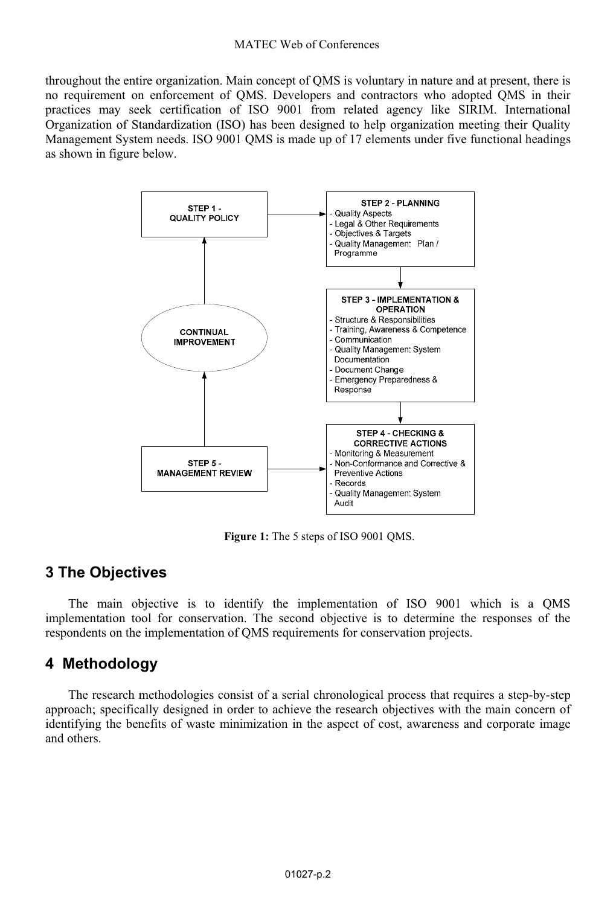throughout the entire organization. Main concept of QMS is voluntary in nature and at present, there is no requirement on enforcement of QMS. Developers and contractors who adopted QMS in their practices may seek certification of ISO 9001 from related agency like SIRIM. International Organization of Standardization (ISO) has been designed to help organization meeting their Quality Management System needs. ISO 9001 QMS is made up of 17 elements under five functional headings as shown in figure below.

STEP 1 - QUALITY POLICY

STEP 2 - PLANNING
- Quality Aspects
- Legal & Other Requirements
- Objectives & Targets
- Quality Management Plan / Programme

STEP 3 - IMPLEMENTATION & OPERATION
- Structure & Responsibilities
- Training, Awareness & Competence
- Communication
- Quality Management System Documentation
- Document Change
- Emergency Preparedness & Response

STEP 4 - CHECKING & CORRECTIVE ACTIONS
- Monitoring & Measurement
- Non-Conformance and Corrective & Preventive Actions
- Records
- Quality Management System Audit

STEP 5 - MANAGEMENT REVIEW

CONTINUAL IMPROVEMENT

**Figure 1:** The 5 steps of ISO 9001 QMS.

## 3 The Objectives

The main objective is to identify the implementation of ISO 9001 which is a QMS implementation tool for conservation. The second objective is to determine the responses of the respondents on the implementation of QMS requirements for conservation projects.

## 4 Methodology

The research methodologies consist of a serial chronological process that requires a step-by-step approach; specifically designed in order to achieve the research objectives with the main concern of identifying the benefits of waste minimization in the aspect of cost, awareness and corporate image and others.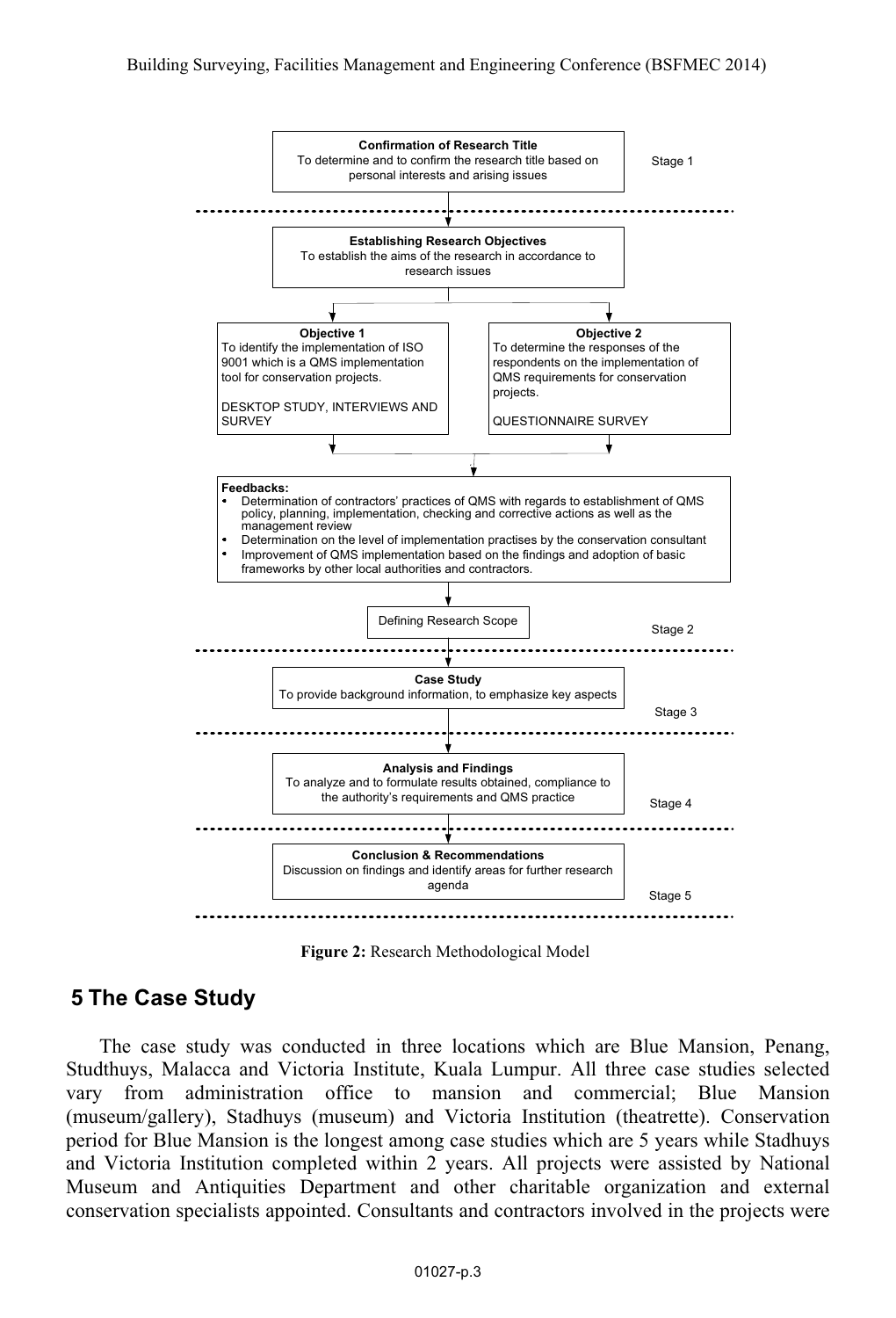Confirmation of Research Title

To determine and to confirm the research title based on personal interests and arising issues

Stage 1

Establishing Research Objectives

To establish the aims of the research in accordance to research issues

Objective 1

To identify the implementation of ISO 9001 which is a QMS implementation tool for conservation projects.

DESKTOP STUDY, INTERVIEWS AND SURVEY

Objective 2

To determine the responses of the respondents on the implementation of QMS requirements for conservation projects.

QUESTIONNAIRE SURVEY

Feedbacks:

- Determination of contractors' practices of QMS with regards to establishment of QMS policy, planning, implementation, checking and corrective actions as well as the management review
- Determination on the level of implementation practises by the conservation consultant
- Improvement of QMS implementation based on the findings and adoption of basic frameworks by other local authorities and contractors.

Defining Research Scope

Stage 2

Case Study

To provide background information, to emphasize key aspects

Stage 3

Analysis and Findings

To analyze and to formulate results obtained, compliance to the authority's requirements and QMS practice

Stage 4

Conclusion & Recommendations

Discussion on findings and identify areas for further research agenda

Stage 5

**Figure 2:** Research Methodological Model

## 5 The Case Study

The case study was conducted in three locations which are Blue Mansion, Penang, Studthuys, Malacca and Victoria Institute, Kuala Lumpur. All three case studies selected vary from administration office to mansion and commercial; Blue Mansion (museum/gallery), Stadhuys (museum) and Victoria Institution (theatrette). Conservation period for Blue Mansion is the longest among case studies which are 5 years while Stadhuys and Victoria Institution completed within 2 years. All projects were assisted by National Museum and Antiquities Department and other charitable organization and external conservation specialists appointed. Consultants and contractors involved in the projects were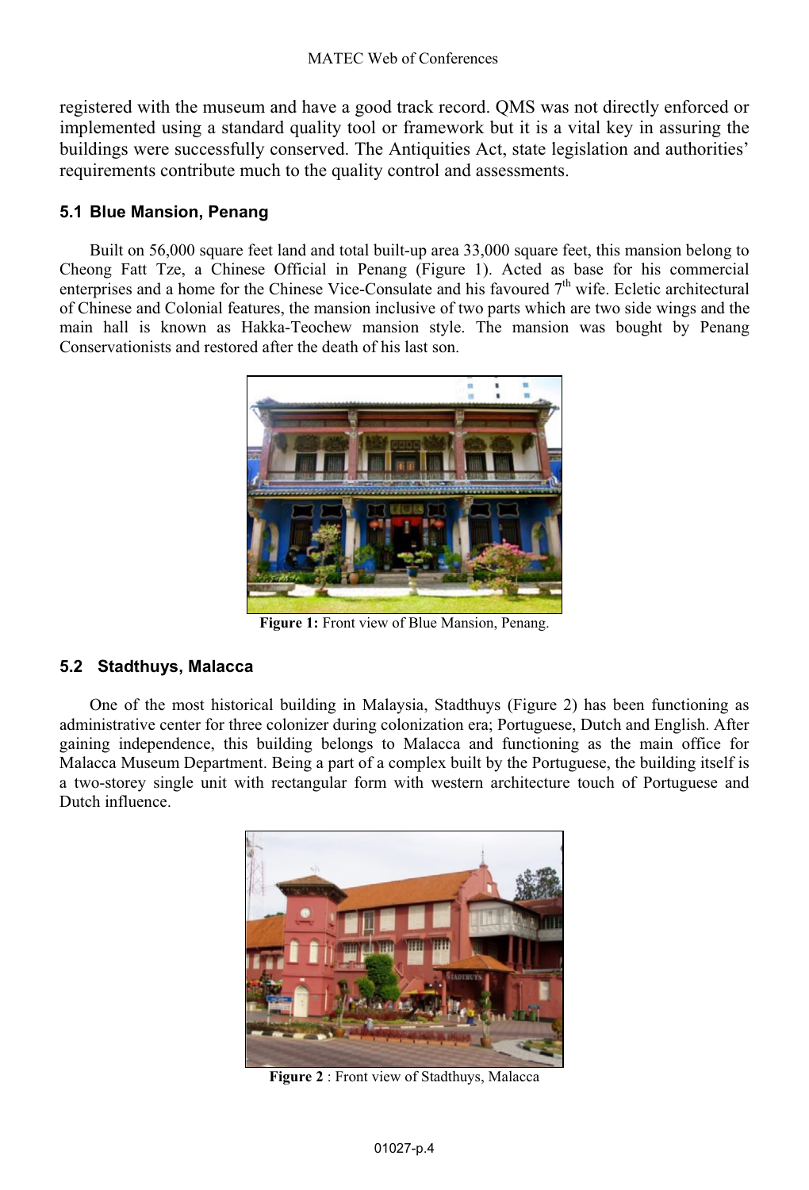registered with the museum and have a good track record. QMS was not directly enforced or implemented using a standard quality tool or framework but it is a vital key in assuring the buildings were successfully conserved. The Antiquities Act, state legislation and authorities' requirements contribute much to the quality control and assessments.

### 5.1 Blue Mansion, Penang

Built on 56,000 square feet land and total built-up area 33,000 square feet, this mansion belong to Cheong Fatt Tze, a Chinese Official in Penang (Figure 1). Acted as base for his commercial enterprises and a home for the Chinese Vice-Consulate and his favoured 7[th] wife. Ecletic architectural of Chinese and Colonial features, the mansion inclusive of two parts which are two side wings and the main hall is known as Hakka-Teochew mansion style. The mansion was bought by Penang Conservationists and restored after the death of his last son.

**Figure 1:** Front view of Blue Mansion, Penang.

### 5.2 Stadthuys, Malacca

One of the most historical building in Malaysia, Stadthuys (Figure 2) has been functioning as administrative center for three colonizer during colonization era; Portuguese, Dutch and English. After gaining independence, this building belongs to Malacca and functioning as the main office for Malacca Museum Department. Being a part of a complex built by the Portuguese, the building itself is a two-storey single unit with rectangular form with western architecture touch of Portuguese and Dutch influence.

**Figure 2** : Front view of Stadthuys, Malacca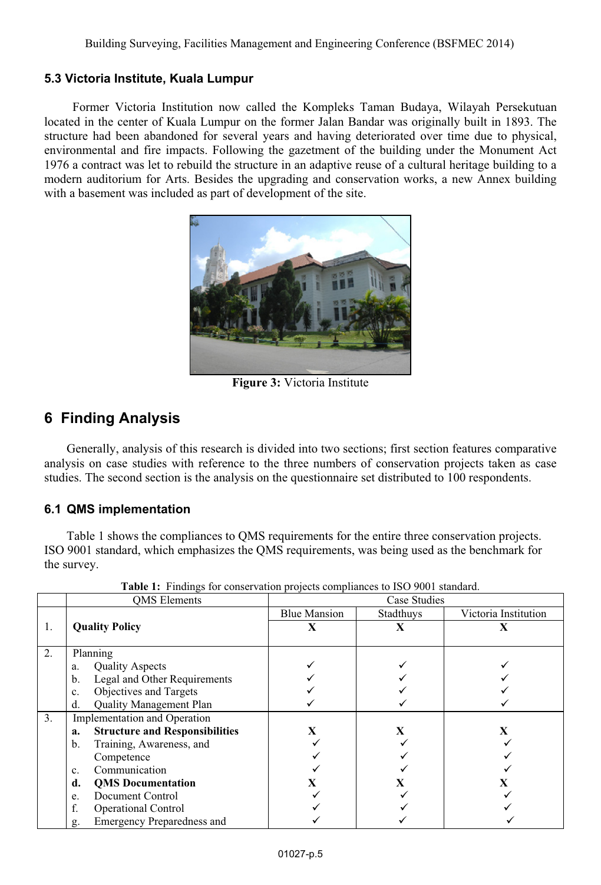### 5.3 Victoria Institute, Kuala Lumpur

Former Victoria Institution now called the Kompleks Taman Budaya, Wilayah Persekutuan located in the center of Kuala Lumpur on the former Jalan Bandar was originally built in 1893. The structure had been abandoned for several years and having deteriorated over time due to physical, environmental and fire impacts. Following the gazetment of the building under the Monument Act 1976 a contract was let to rebuild the structure in an adaptive reuse of a cultural heritage building to a modern auditorium for Arts. Besides the upgrading and conservation works, a new Annex building with a basement was included as part of development of the site.

**Figure 3:** Victoria Institute

## 6 Finding Analysis

Generally, analysis of this research is divided into two sections; first section features comparative analysis on case studies with reference to the three numbers of conservation projects taken as case studies. The second section is the analysis on the questionnaire set distributed to 100 respondents.

### 6.1 QMS implementation

Table 1 shows the compliances to QMS requirements for the entire three conservation projects. ISO 9001 standard, which emphasizes the QMS requirements, was being used as the benchmark for the survey.

**Table 1:** Findings for conservation projects compliances to ISO 9001 standard.

| | QMS Elements | Case Studies | | |
|---|---|---|---|---|
| | | Blue Mansion | Stadthuys | Victoria Institution |
| 1. | **Quality Policy** | **X** | **X** | **X** |
| 2. | Planning | | | |
| | a. Quality Aspects | ✓ | ✓ | ✓ |
| | b. Legal and Other Requirements | ✓ | ✓ | ✓ |
| | c. Objectives and Targets | ✓ | ✓ | ✓ |
| | d. Quality Management Plan | ✓ | ✓ | ✓ |
| 3. | Implementation and Operation | | | |
| | **a. Structure and Responsibilities** | **X** | **X** | **X** |
| | b. Training, Awareness, and Competence | ✓ ✓ | ✓ ✓ | ✓ ✓ |
| | c. Communication | ✓ | ✓ | ✓ |
| | **d. QMS Documentation** | **X** | **X** | **X** |
| | e. Document Control | ✓ | ✓ | ✓ |
| | f. Operational Control | ✓ | ✓ | ✓ |
| | g. Emergency Preparedness and | ✓ | ✓ | ✓ |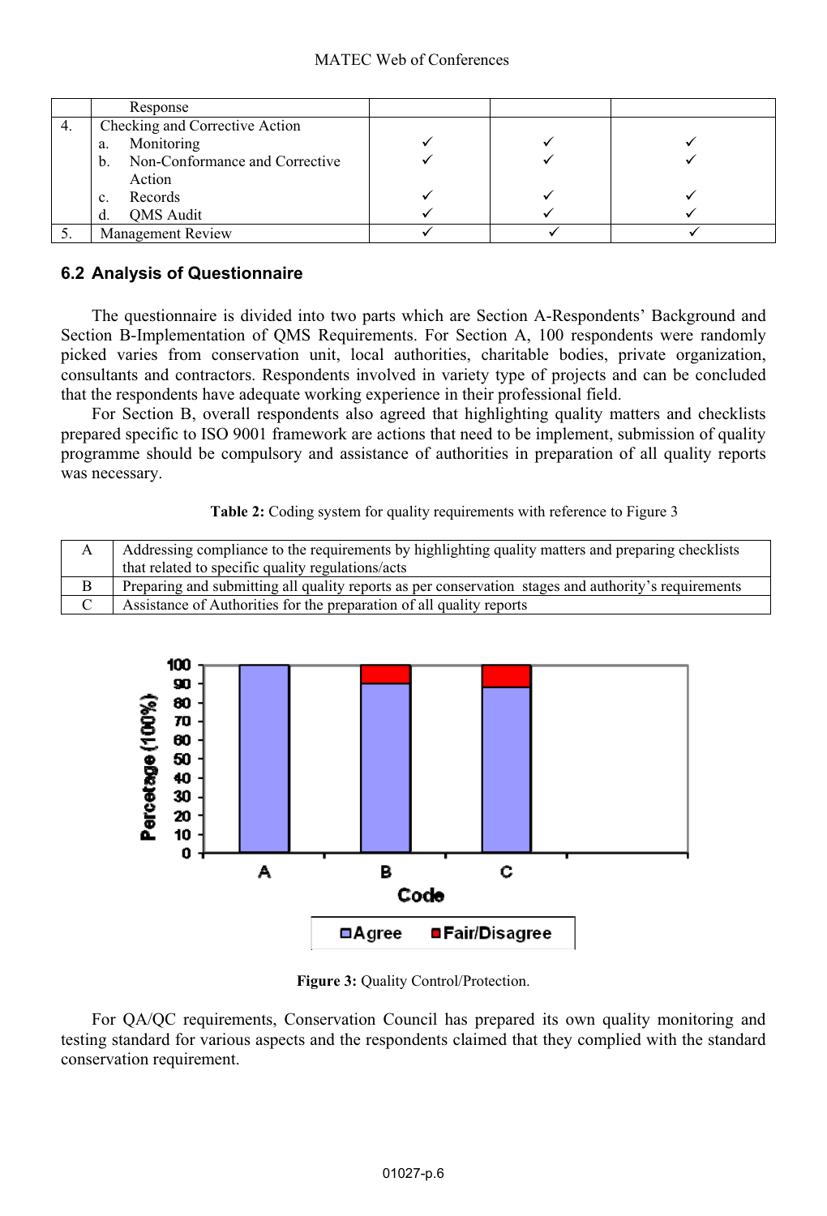|  |  |  |  |  |
| --- | --- | --- | --- | --- |
|  | Response |  |  |  |
| 4. | Checking and Corrective Action |  |  |  |
|  | a. Monitoring | ✓ | ✓ | ✓ |
|  | b. Non-Conformance and Corrective Action | ✓ | ✓ | ✓ |
|  | c. Records | ✓ | ✓ | ✓ |
|  | d. QMS Audit | ✓ | ✓ | ✓ |
| 5. | Management Review | ✓ | ✓ | ✓ |

## 6.2 Analysis of Questionnaire

The questionnaire is divided into two parts which are Section A-Respondents' Background and Section B-Implementation of QMS Requirements. For Section A, 100 respondents were randomly picked varies from conservation unit, local authorities, charitable bodies, private organization, consultants and contractors. Respondents involved in variety type of projects and can be concluded that the respondents have adequate working experience in their professional field.

For Section B, overall respondents also agreed that highlighting quality matters and checklists prepared specific to ISO 9001 framework are actions that need to be implement, submission of quality programme should be compulsory and assistance of authorities in preparation of all quality reports was necessary.

**Table 2:** Coding system for quality requirements with reference to Figure 3

|  |  |
| --- | --- |
| A | Addressing compliance to the requirements by highlighting quality matters and preparing checklists that related to specific quality regulations/acts |
| B | Preparing and submitting all quality reports as per conservation stages and authority's requirements |
| C | Assistance of Authorities for the preparation of all quality reports |

100
90
80
70
60
50
40
30
20
10
0
Percetage (100%)
A B C
Code
Agree Fair/Disagree

**Figure 3:** Quality Control/Protection.

For QA/QC requirements, Conservation Council has prepared its own quality monitoring and testing standard for various aspects and the respondents claimed that they complied with the standard conservation requirement.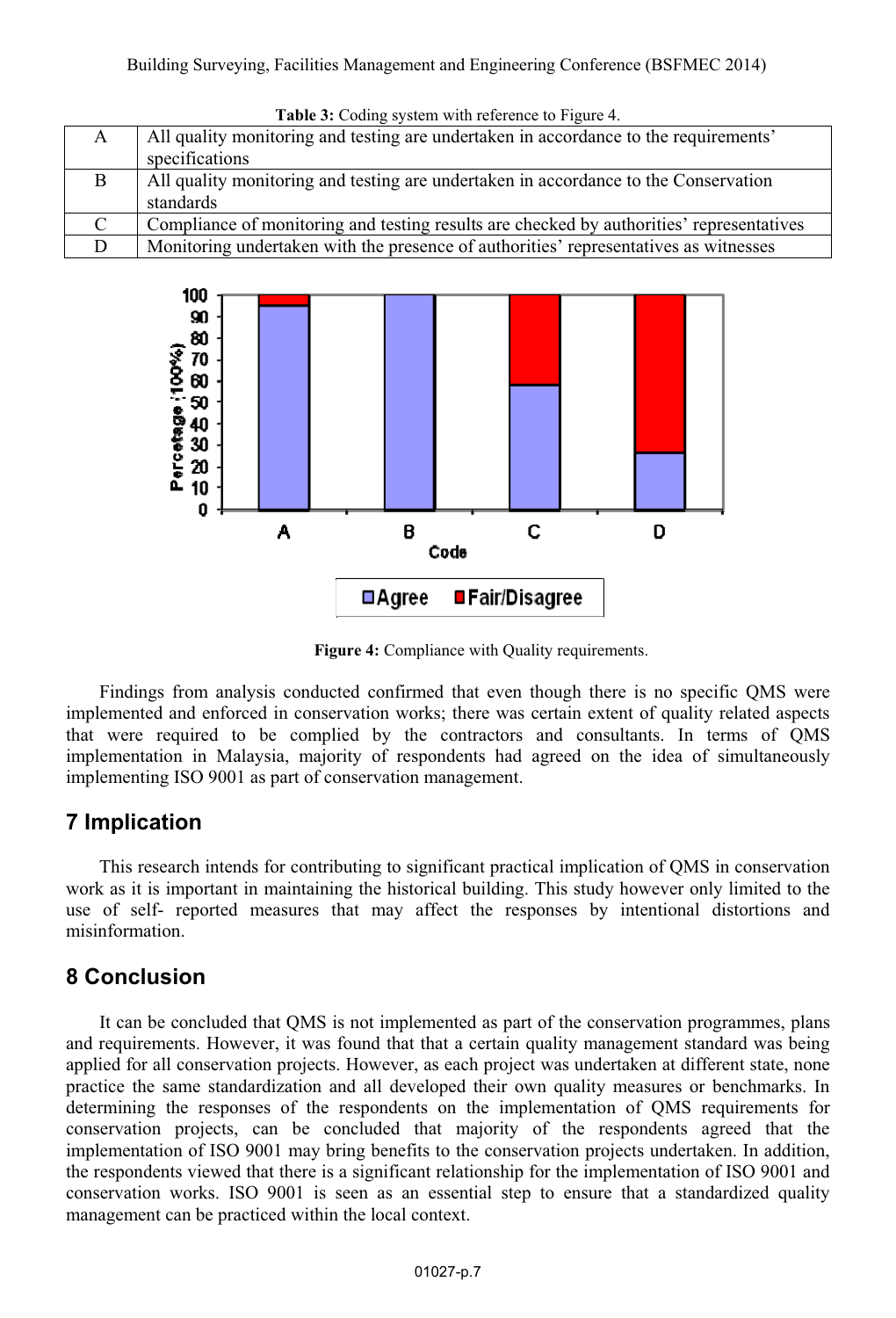**Table 3:** Coding system with reference to Figure 4.

| | |
|---|---|
| A | All quality monitoring and testing are undertaken in accordance to the requirements' specifications |
| B | All quality monitoring and testing are undertaken in accordance to the Conservation standards |
| C | Compliance of monitoring and testing results are checked by authorities' representatives |
| D | Monitoring undertaken with the presence of authorities' representatives as witnesses |

100
90
80
70
60
50
40
30
20
10
0

Percetage (100%)

A B C D

Code

Agree Fair/Disagree

**Figure 4:** Compliance with Quality requirements.

Findings from analysis conducted confirmed that even though there is no specific QMS were implemented and enforced in conservation works; there was certain extent of quality related aspects that were required to be complied by the contractors and consultants. In terms of QMS implementation in Malaysia, majority of respondents had agreed on the idea of simultaneously implementing ISO 9001 as part of conservation management.

## 7 Implication

This research intends for contributing to significant practical implication of QMS in conservation work as it is important in maintaining the historical building. This study however only limited to the use of self- reported measures that may affect the responses by intentional distortions and misinformation.

## 8 Conclusion

It can be concluded that QMS is not implemented as part of the conservation programmes, plans and requirements. However, it was found that that a certain quality management standard was being applied for all conservation projects. However, as each project was undertaken at different state, none practice the same standardization and all developed their own quality measures or benchmarks. In determining the responses of the respondents on the implementation of QMS requirements for conservation projects, can be concluded that majority of the respondents agreed that the implementation of ISO 9001 may bring benefits to the conservation projects undertaken. In addition, the respondents viewed that there is a significant relationship for the implementation of ISO 9001 and conservation works. ISO 9001 is seen as an essential step to ensure that a standardized quality management can be practiced within the local context.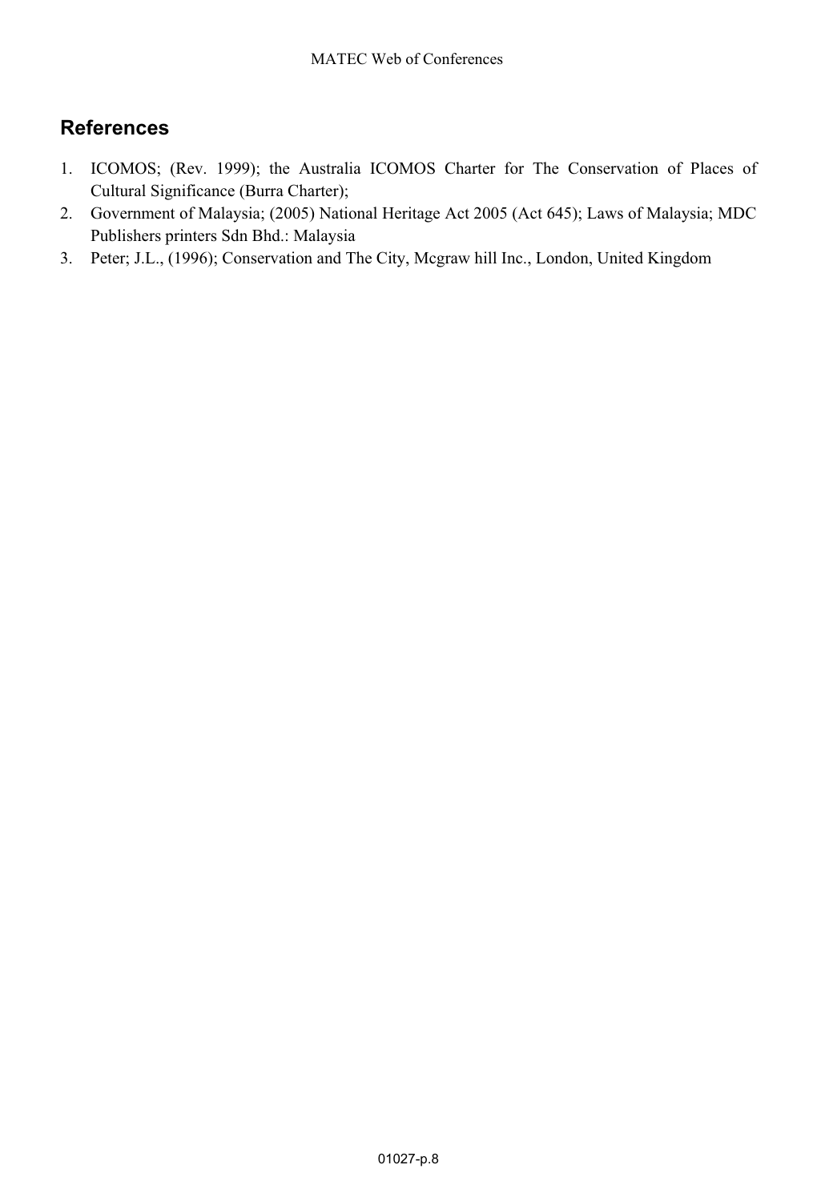## References

1. ICOMOS; (Rev. 1999); the Australia ICOMOS Charter for The Conservation of Places of Cultural Significance (Burra Charter);
2. Government of Malaysia; (2005) National Heritage Act 2005 (Act 645); Laws of Malaysia; MDC Publishers printers Sdn Bhd.: Malaysia
3. Peter; J.L., (1996); Conservation and The City, Mcgraw hill Inc., London, United Kingdom